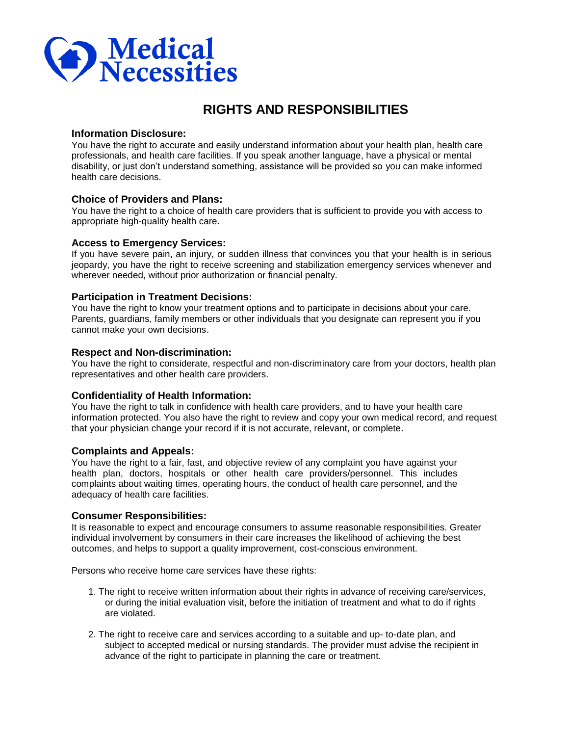Medical Necessities

# RIGHTS AND RESPONSIBILITIES

**Information Disclosure:**
You have the right to accurate and easily understand information about your health plan, health care professionals, and health care facilities. If you speak another language, have a physical or mental disability, or just don't understand something, assistance will be provided so you can make informed health care decisions.

**Choice of Providers and Plans:**
You have the right to a choice of health care providers that is sufficient to provide you with access to appropriate high-quality health care.

**Access to Emergency Services:**
If you have severe pain, an injury, or sudden illness that convinces you that your health is in serious jeopardy, you have the right to receive screening and stabilization emergency services whenever and wherever needed, without prior authorization or financial penalty.

**Participation in Treatment Decisions:**
You have the right to know your treatment options and to participate in decisions about your care. Parents, guardians, family members or other individuals that you designate can represent you if you cannot make your own decisions.

**Respect and Non-discrimination:**
You have the right to considerate, respectful and non-discriminatory care from your doctors, health plan representatives and other health care providers.

**Confidentiality of Health Information:**
You have the right to talk in confidence with health care providers, and to have your health care information protected. You also have the right to review and copy your own medical record, and request that your physician change your record if it is not accurate, relevant, or complete.

**Complaints and Appeals:**
You have the right to a fair, fast, and objective review of any complaint you have against your health plan, doctors, hospitals or other health care providers/personnel. This includes complaints about waiting times, operating hours, the conduct of health care personnel, and the adequacy of health care facilities.

**Consumer Responsibilities:**
It is reasonable to expect and encourage consumers to assume reasonable responsibilities. Greater individual involvement by consumers in their care increases the likelihood of achieving the best outcomes, and helps to support a quality improvement, cost-conscious environment.

Persons who receive home care services have these rights:

1. The right to receive written information about their rights in advance of receiving care/services, or during the initial evaluation visit, before the initiation of treatment and what to do if rights are violated.

2. The right to receive care and services according to a suitable and up- to-date plan, and subject to accepted medical or nursing standards. The provider must advise the recipient in advance of the right to participate in planning the care or treatment.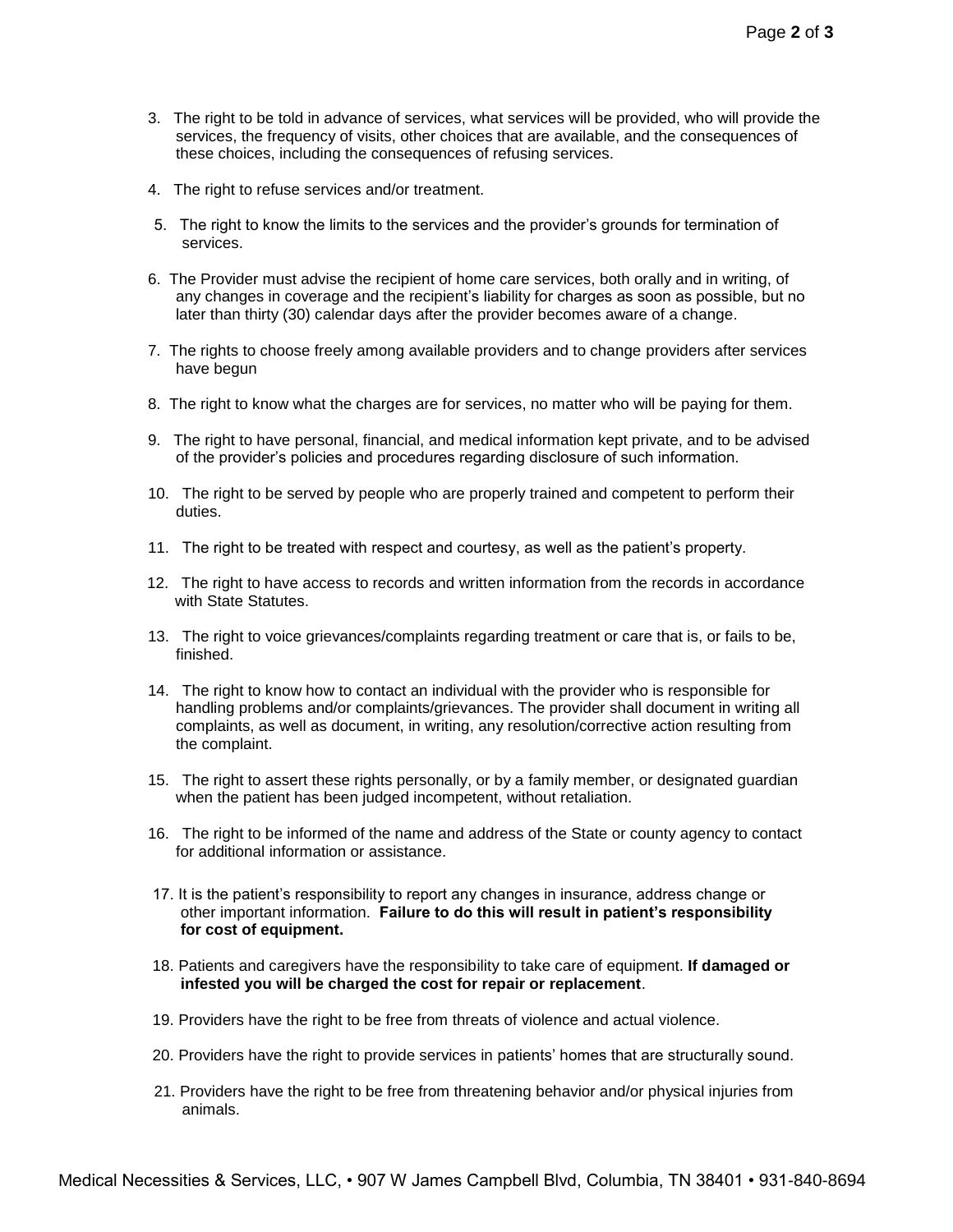3. The right to be told in advance of services, what services will be provided, who will provide the services, the frequency of visits, other choices that are available, and the consequences of these choices, including the consequences of refusing services.

4. The right to refuse services and/or treatment.

5. The right to know the limits to the services and the provider's grounds for termination of services.

6. The Provider must advise the recipient of home care services, both orally and in writing, of any changes in coverage and the recipient's liability for charges as soon as possible, but no later than thirty (30) calendar days after the provider becomes aware of a change.

7. The rights to choose freely among available providers and to change providers after services have begun

8. The right to know what the charges are for services, no matter who will be paying for them.

9. The right to have personal, financial, and medical information kept private, and to be advised of the provider's policies and procedures regarding disclosure of such information.

10. The right to be served by people who are properly trained and competent to perform their duties.

11. The right to be treated with respect and courtesy, as well as the patient's property.

12. The right to have access to records and written information from the records in accordance with State Statutes.

13. The right to voice grievances/complaints regarding treatment or care that is, or fails to be, finished.

14. The right to know how to contact an individual with the provider who is responsible for handling problems and/or complaints/grievances. The provider shall document in writing all complaints, as well as document, in writing, any resolution/corrective action resulting from the complaint.

15. The right to assert these rights personally, or by a family member, or designated guardian when the patient has been judged incompetent, without retaliation.

16. The right to be informed of the name and address of the State or county agency to contact for additional information or assistance.

17. It is the patient's responsibility to report any changes in insurance, address change or other important information. **Failure to do this will result in patient's responsibility for cost of equipment.**

18. Patients and caregivers have the responsibility to take care of equipment. **If damaged or infested you will be charged the cost for repair or replacement**.

19. Providers have the right to be free from threats of violence and actual violence.

20. Providers have the right to provide services in patients' homes that are structurally sound.

21. Providers have the right to be free from threatening behavior and/or physical injuries from animals.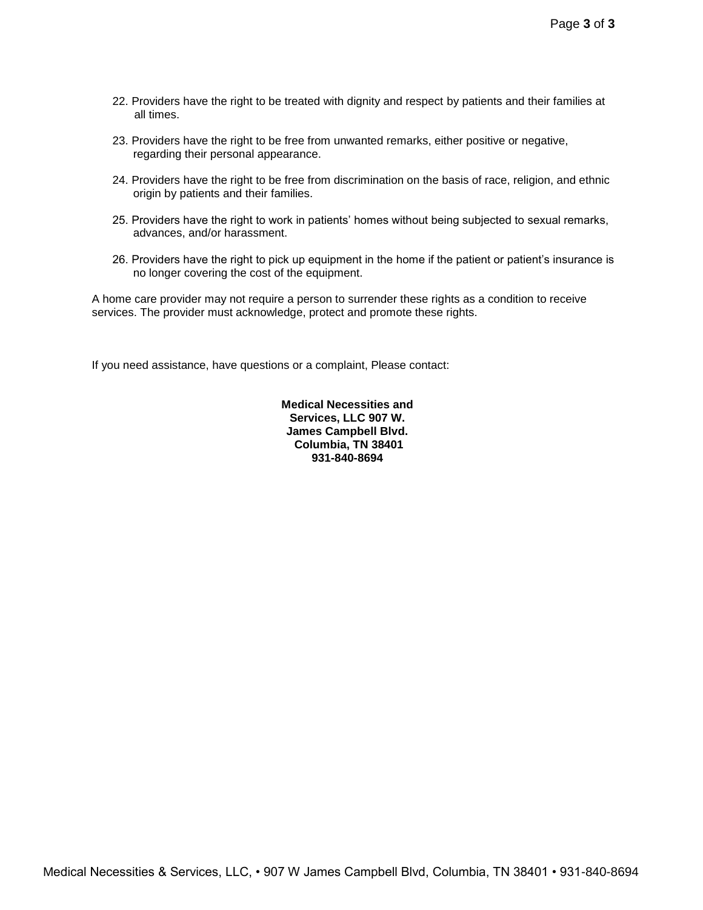22. Providers have the right to be treated with dignity and respect by patients and their families at all times.

23. Providers have the right to be free from unwanted remarks, either positive or negative, regarding their personal appearance.

24. Providers have the right to be free from discrimination on the basis of race, religion, and ethnic origin by patients and their families.

25. Providers have the right to work in patients' homes without being subjected to sexual remarks, advances, and/or harassment.

26. Providers have the right to pick up equipment in the home if the patient or patient's insurance is no longer covering the cost of the equipment.

A home care provider may not require a person to surrender these rights as a condition to receive services. The provider must acknowledge, protect and promote these rights.

If you need assistance, have questions or a complaint, Please contact:

**Medical Necessities and Services, LLC 907 W. James Campbell Blvd.**
**Columbia, TN 38401**
**931-840-8694**